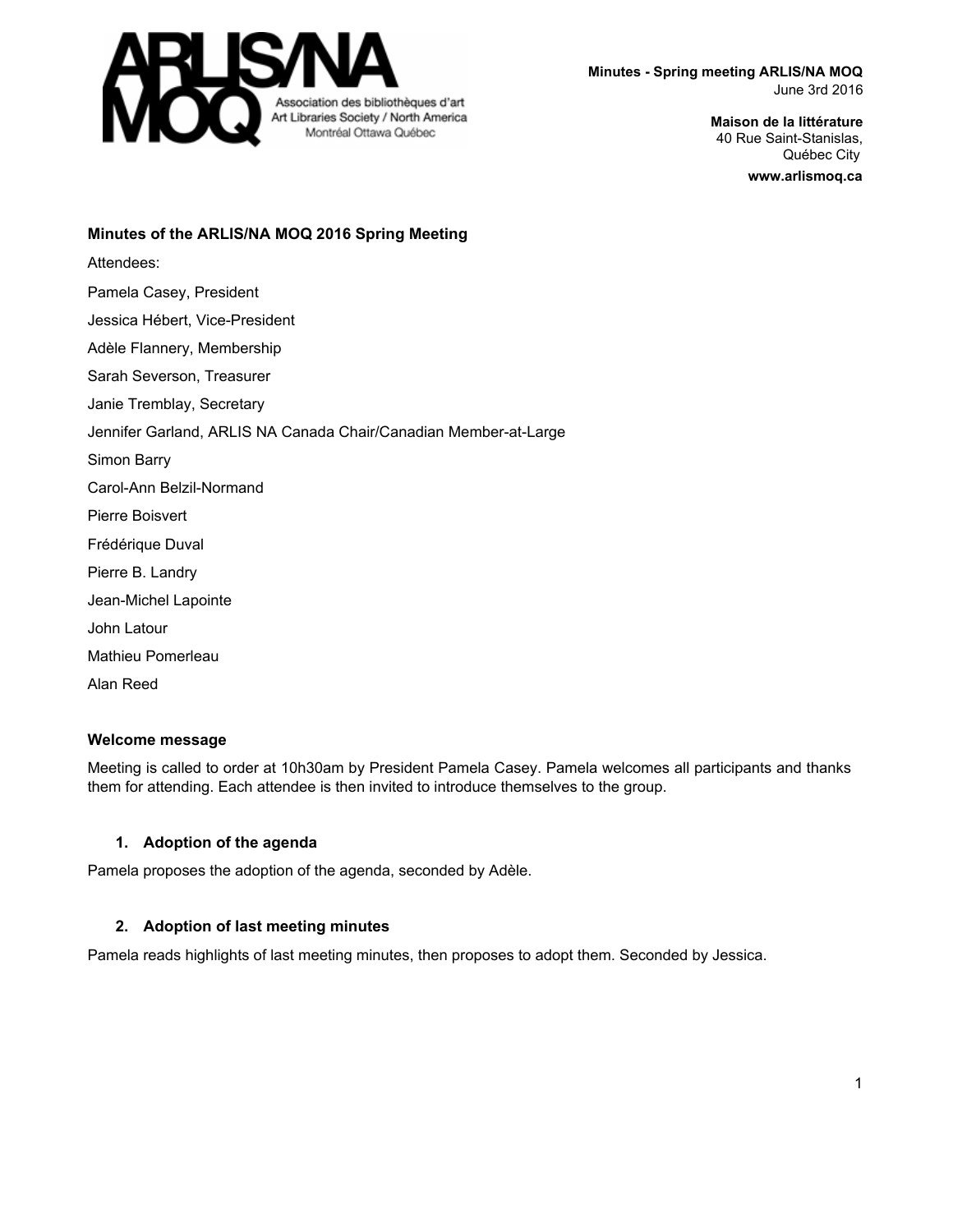ARLIS/NA MOQ
Association des bibliothèques d'art
Art Libraries Society / North America
Montréal Ottawa Québec

**Minutes - Spring meeting ARLIS/NA MOQ**
June 3rd 2016

**Maison de la littérature**
40 Rue Saint-Stanislas,
Québec City

**www.arlismoq.ca**

## Minutes of the ARLIS/NA MOQ 2016 Spring Meeting

Attendees:

Pamela Casey, President

Jessica Hébert, Vice-President

Adèle Flannery, Membership

Sarah Severson, Treasurer

Janie Tremblay, Secretary

Jennifer Garland, ARLIS NA Canada Chair/Canadian Member-at-Large

Simon Barry

Carol-Ann Belzil-Normand

Pierre Boisvert

Frédérique Duval

Pierre B. Landry

Jean-Michel Lapointe

John Latour

Mathieu Pomerleau

Alan Reed

### Welcome message

Meeting is called to order at 10h30am by President Pamela Casey. Pamela welcomes all participants and thanks them for attending. Each attendee is then invited to introduce themselves to the group.

### 1. Adoption of the agenda

Pamela proposes the adoption of the agenda, seconded by Adèle.

### 2. Adoption of last meeting minutes

Pamela reads highlights of last meeting minutes, then proposes to adopt them. Seconded by Jessica.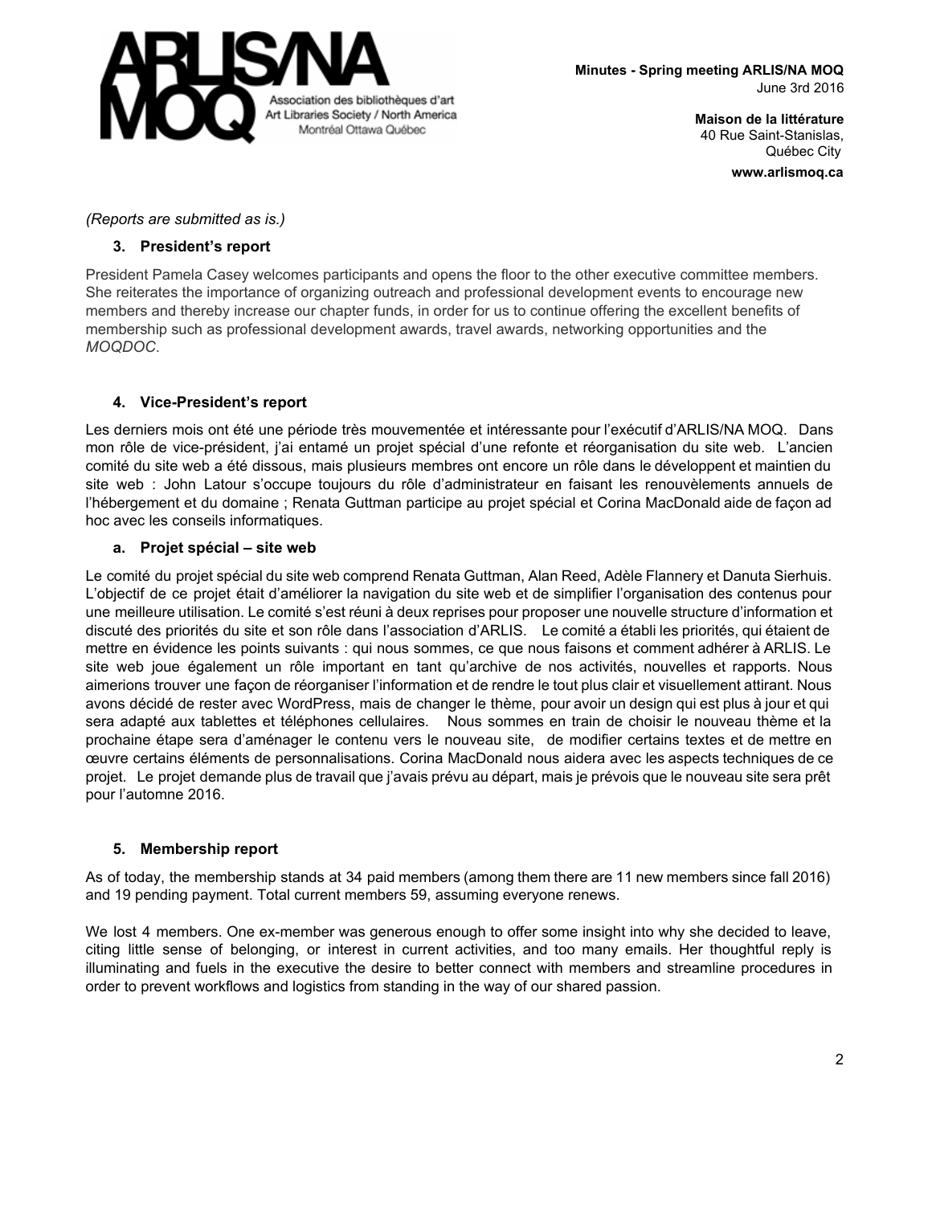*(Reports are submitted as is.)*

### 3. President's report

President Pamela Casey welcomes participants and opens the floor to the other executive committee members. She reiterates the importance of organizing outreach and professional development events to encourage new members and thereby increase our chapter funds, in order for us to continue offering the excellent benefits of membership such as professional development awards, travel awards, networking opportunities and the *MOQDOC*.

### 4. Vice-President's report

Les derniers mois ont été une période très mouvementée et intéressante pour l'exécutif d'ARLIS/NA MOQ. Dans mon rôle de vice-président, j'ai entamé un projet spécial d'une refonte et réorganisation du site web. L'ancien comité du site web a été dissous, mais plusieurs membres ont encore un rôle dans le développent et maintien du site web : John Latour s'occupe toujours du rôle d'administrateur en faisant les renouvèlements annuels de l'hébergement et du domaine ; Renata Guttman participe au projet spécial et Corina MacDonald aide de façon ad hoc avec les conseils informatiques.

#### a. Projet spécial – site web

Le comité du projet spécial du site web comprend Renata Guttman, Alan Reed, Adèle Flannery et Danuta Sierhuis. L'objectif de ce projet était d'améliorer la navigation du site web et de simplifier l'organisation des contenus pour une meilleure utilisation. Le comité s'est réuni à deux reprises pour proposer une nouvelle structure d'information et discuté des priorités du site et son rôle dans l'association d'ARLIS. Le comité a établi les priorités, qui étaient de mettre en évidence les points suivants : qui nous sommes, ce que nous faisons et comment adhérer à ARLIS. Le site web joue également un rôle important en tant qu'archive de nos activités, nouvelles et rapports. Nous aimerions trouver une façon de réorganiser l'information et de rendre le tout plus clair et visuellement attirant. Nous avons décidé de rester avec WordPress, mais de changer le thème, pour avoir un design qui est plus à jour et qui sera adapté aux tablettes et téléphones cellulaires. Nous sommes en train de choisir le nouveau thème et la prochaine étape sera d'aménager le contenu vers le nouveau site, de modifier certains textes et de mettre en œuvre certains éléments de personnalisations. Corina MacDonald nous aidera avec les aspects techniques de ce projet. Le projet demande plus de travail que j'avais prévu au départ, mais je prévois que le nouveau site sera prêt pour l'automne 2016.

### 5. Membership report

As of today, the membership stands at 34 paid members (among them there are 11 new members since fall 2016) and 19 pending payment. Total current members 59, assuming everyone renews.

We lost 4 members. One ex-member was generous enough to offer some insight into why she decided to leave, citing little sense of belonging, or interest in current activities, and too many emails. Her thoughtful reply is illuminating and fuels in the executive the desire to better connect with members and streamline procedures in order to prevent workflows and logistics from standing in the way of our shared passion.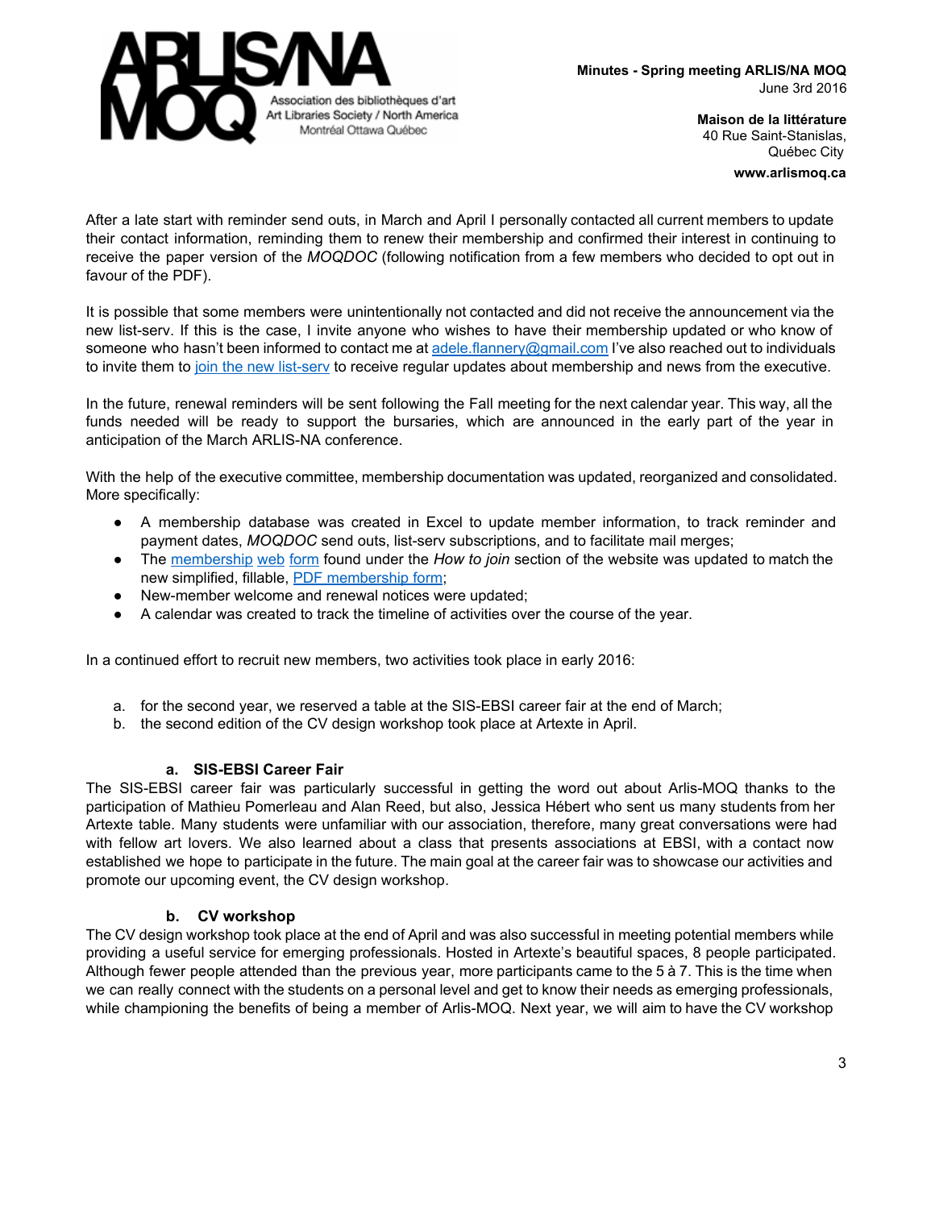After a late start with reminder send outs, in March and April I personally contacted all current members to update their contact information, reminding them to renew their membership and confirmed their interest in continuing to receive the paper version of the *MOQDOC* (following notification from a few members who decided to opt out in favour of the PDF).

It is possible that some members were unintentionally not contacted and did not receive the announcement via the new list-serv. If this is the case, I invite anyone who wishes to have their membership updated or who know of someone who hasn't been informed to contact me at adele.flannery@gmail.com I've also reached out to individuals to invite them to join the new list-serv to receive regular updates about membership and news from the executive.

In the future, renewal reminders will be sent following the Fall meeting for the next calendar year. This way, all the funds needed will be ready to support the bursaries, which are announced in the early part of the year in anticipation of the March ARLIS-NA conference.

With the help of the executive committee, membership documentation was updated, reorganized and consolidated. More specifically:

- A membership database was created in Excel to update member information, to track reminder and payment dates, *MOQDOC* send outs, list-serv subscriptions, and to facilitate mail merges;
- The membership web form found under the *How to join* section of the website was updated to match the new simplified, fillable, PDF membership form;
- New-member welcome and renewal notices were updated;
- A calendar was created to track the timeline of activities over the course of the year.

In a continued effort to recruit new members, two activities took place in early 2016:

a. for the second year, we reserved a table at the SIS-EBSI career fair at the end of March;
b. the second edition of the CV design workshop took place at Artexte in April.

#### a. SIS-EBSI Career Fair

The SIS-EBSI career fair was particularly successful in getting the word out about Arlis-MOQ thanks to the participation of Mathieu Pomerleau and Alan Reed, but also, Jessica Hébert who sent us many students from her Artexte table. Many students were unfamiliar with our association, therefore, many great conversations were had with fellow art lovers. We also learned about a class that presents associations at EBSI, with a contact now established we hope to participate in the future. The main goal at the career fair was to showcase our activities and promote our upcoming event, the CV design workshop.

#### b. CV workshop

The CV design workshop took place at the end of April and was also successful in meeting potential members while providing a useful service for emerging professionals. Hosted in Artexte's beautiful spaces, 8 people participated. Although fewer people attended than the previous year, more participants came to the 5 à 7. This is the time when we can really connect with the students on a personal level and get to know their needs as emerging professionals, while championing the benefits of being a member of Arlis-MOQ. Next year, we will aim to have the CV workshop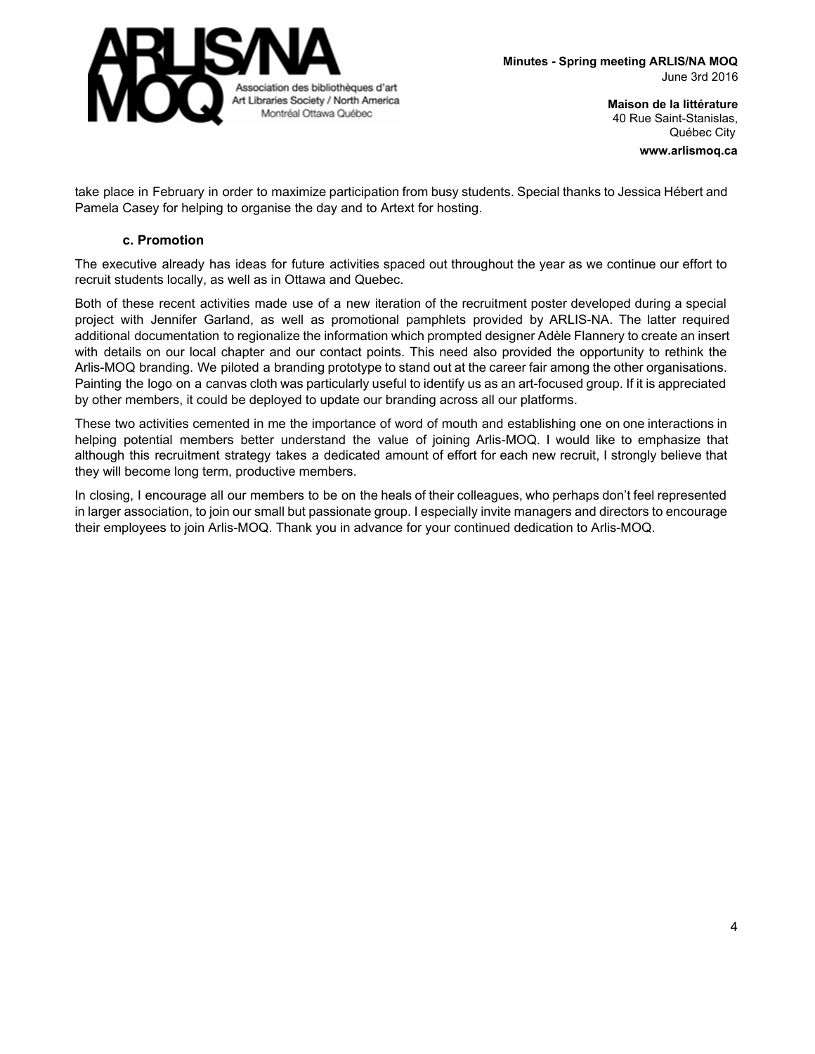take place in February in order to maximize participation from busy students. Special thanks to Jessica Hébert and Pamela Casey for helping to organise the day and to Artext for hosting.

### c. Promotion

The executive already has ideas for future activities spaced out throughout the year as we continue our effort to recruit students locally, as well as in Ottawa and Quebec.

Both of these recent activities made use of a new iteration of the recruitment poster developed during a special project with Jennifer Garland, as well as promotional pamphlets provided by ARLIS-NA. The latter required additional documentation to regionalize the information which prompted designer Adèle Flannery to create an insert with details on our local chapter and our contact points. This need also provided the opportunity to rethink the Arlis-MOQ branding. We piloted a branding prototype to stand out at the career fair among the other organisations. Painting the logo on a canvas cloth was particularly useful to identify us as an art-focused group. If it is appreciated by other members, it could be deployed to update our branding across all our platforms.

These two activities cemented in me the importance of word of mouth and establishing one on one interactions in helping potential members better understand the value of joining Arlis-MOQ. I would like to emphasize that although this recruitment strategy takes a dedicated amount of effort for each new recruit, I strongly believe that they will become long term, productive members.

In closing, I encourage all our members to be on the heals of their colleagues, who perhaps don't feel represented in larger association, to join our small but passionate group. I especially invite managers and directors to encourage their employees to join Arlis-MOQ. Thank you in advance for your continued dedication to Arlis-MOQ.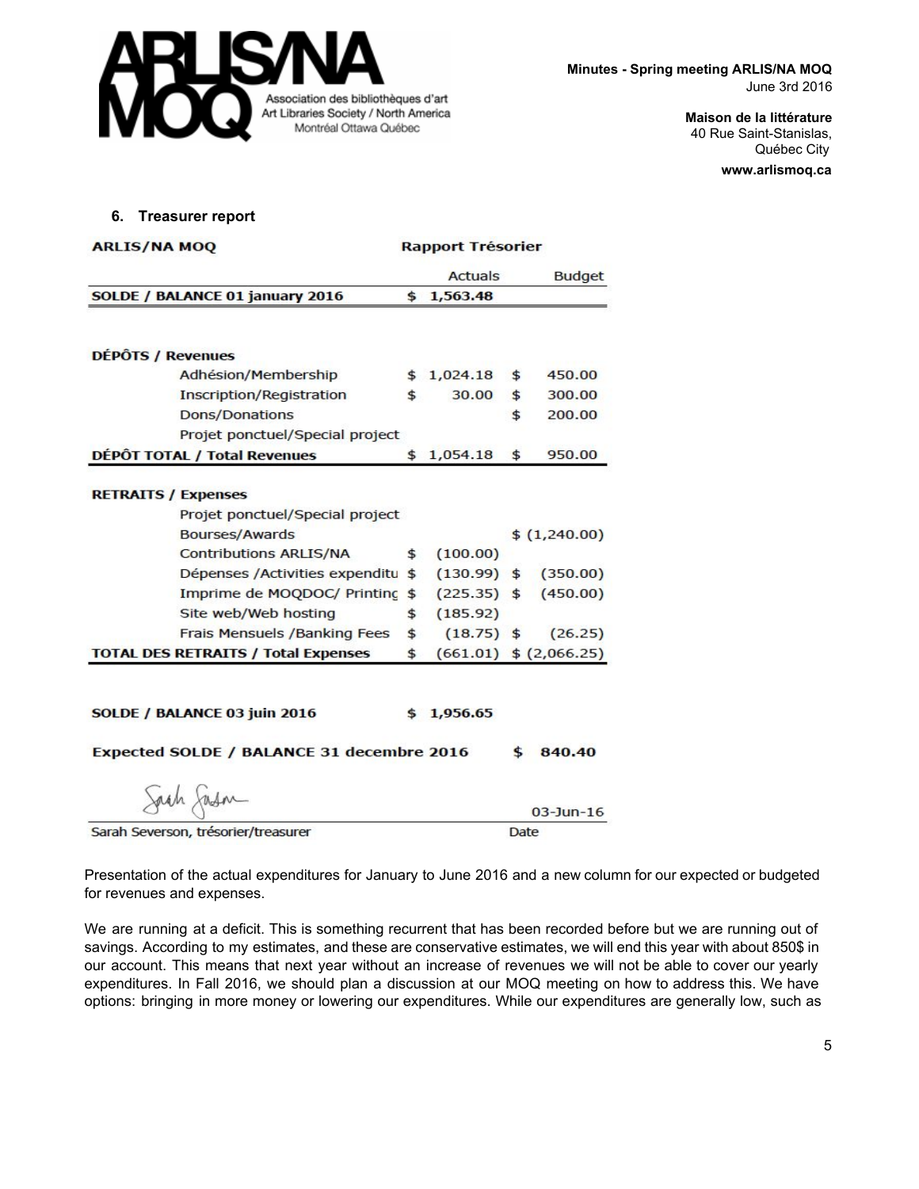### 6. Treasurer report

| ARLIS/NA MOQ | Rapport Trésorier | |
|---|---|---|
| | Actuals | Budget |
| **SOLDE / BALANCE 01 january 2016** | $ 1,563.48 | |
| | | |
| **DÉPÔTS / Revenues** | | |
| Adhésion/Membership | $ 1,024.18 | $ 450.00 |
| Inscription/Registration | $ 30.00 | $ 300.00 |
| Dons/Donations | | $ 200.00 |
| Projet ponctuel/Special project | | |
| **DÉPÔT TOTAL / Total Revenues** | $ 1,054.18 | $ 950.00 |
| | | |
| **RETRAITS / Expenses** | | |
| Projet ponctuel/Special project | | |
| Bourses/Awards | | $ (1,240.00) |
| Contributions ARLIS/NA | $ (100.00) | |
| Dépenses /Activities expenditu | $ (130.99) | $ (350.00) |
| Imprime de MOQDOC/ Printing | $ (225.35) | $ (450.00) |
| Site web/Web hosting | $ (185.92) | |
| Frais Mensuels /Banking Fees | $ (18.75) | $ (26.25) |
| **TOTAL DES RETRAITS / Total Expenses** | $ (661.01) | $ (2,066.25) |
| | | |
| **SOLDE / BALANCE 03 juin 2016** | $ 1,956.65 | |
| | | |
| **Expected SOLDE / BALANCE 31 decembre 2016** | | $ 840.40 |

Sarah Severson, trésorier/treasurer — Date: 03-Jun-16

Presentation of the actual expenditures for January to June 2016 and a new column for our expected or budgeted for revenues and expenses.

We are running at a deficit. This is something recurrent that has been recorded before but we are running out of savings. According to my estimates, and these are conservative estimates, we will end this year with about 850$ in our account. This means that next year without an increase of revenues we will not be able to cover our yearly expenditures. In Fall 2016, we should plan a discussion at our MOQ meeting on how to address this. We have options: bringing in more money or lowering our expenditures. While our expenditures are generally low, such as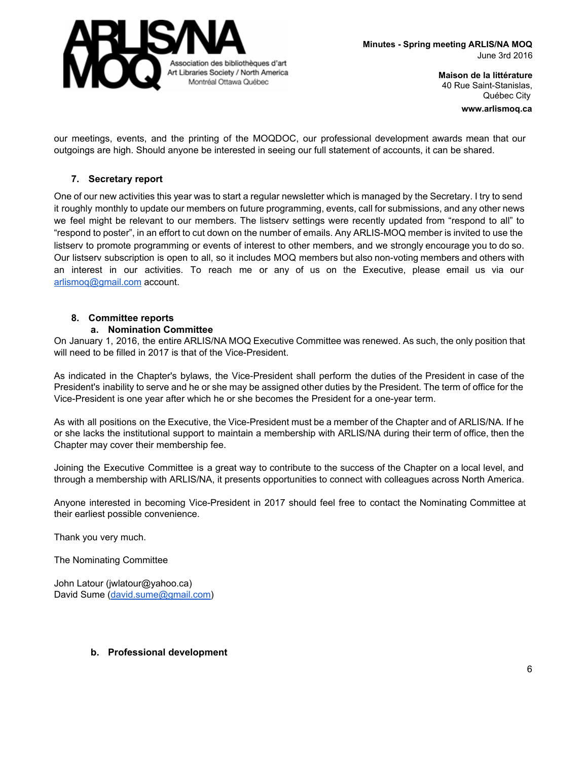our meetings, events, and the printing of the MOQDOC, our professional development awards mean that our outgoings are high. Should anyone be interested in seeing our full statement of accounts, it can be shared.

### 7. Secretary report

One of our new activities this year was to start a regular newsletter which is managed by the Secretary. I try to send it roughly monthly to update our members on future programming, events, call for submissions, and any other news we feel might be relevant to our members. The listserv settings were recently updated from “respond to all” to “respond to poster”, in an effort to cut down on the number of emails. Any ARLIS-MOQ member is invited to use the listserv to promote programming or events of interest to other members, and we strongly encourage you to do so. Our listserv subscription is open to all, so it includes MOQ members but also non-voting members and others with an interest in our activities. To reach me or any of us on the Executive, please email us via our arlismoq@gmail.com account.

### 8. Committee reports

#### a. Nomination Committee

On January 1, 2016, the entire ARLIS/NA MOQ Executive Committee was renewed. As such, the only position that will need to be filled in 2017 is that of the Vice-President.

As indicated in the Chapter's bylaws, the Vice-President shall perform the duties of the President in case of the President's inability to serve and he or she may be assigned other duties by the President. The term of office for the Vice-President is one year after which he or she becomes the President for a one-year term.

As with all positions on the Executive, the Vice-President must be a member of the Chapter and of ARLIS/NA. If he or she lacks the institutional support to maintain a membership with ARLIS/NA during their term of office, then the Chapter may cover their membership fee.

Joining the Executive Committee is a great way to contribute to the success of the Chapter on a local level, and through a membership with ARLIS/NA, it presents opportunities to connect with colleagues across North America.

Anyone interested in becoming Vice-President in 2017 should feel free to contact the Nominating Committee at their earliest possible convenience.

Thank you very much.

The Nominating Committee

John Latour (jwlatour@yahoo.ca)
David Sume (david.sume@gmail.com)

#### b. Professional development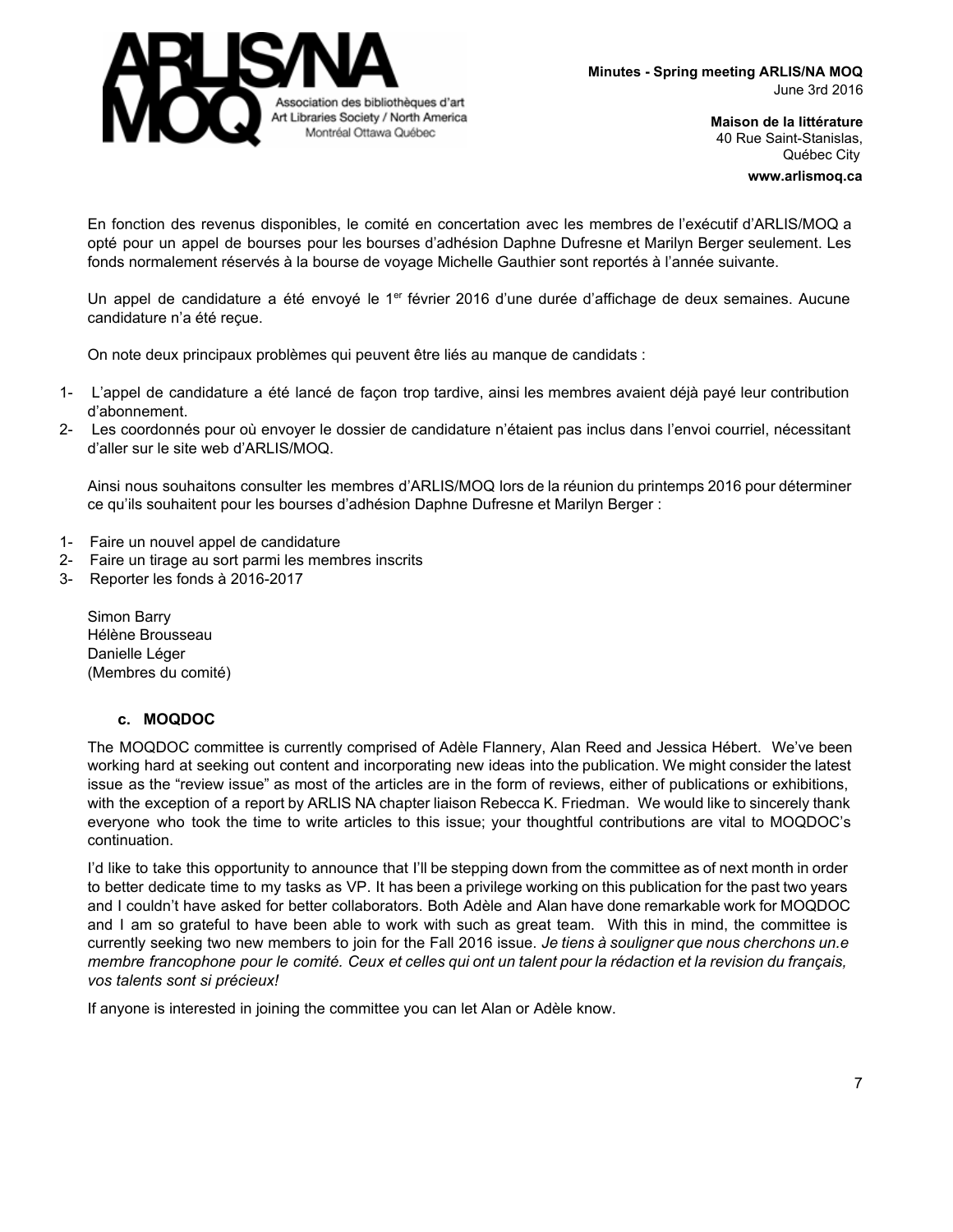En fonction des revenus disponibles, le comité en concertation avec les membres de l'exécutif d'ARLIS/MOQ a opté pour un appel de bourses pour les bourses d'adhésion Daphne Dufresne et Marilyn Berger seulement. Les fonds normalement réservés à la bourse de voyage Michelle Gauthier sont reportés à l'année suivante.

Un appel de candidature a été envoyé le 1er février 2016 d'une durée d'affichage de deux semaines. Aucune candidature n'a été reçue.

On note deux principaux problèmes qui peuvent être liés au manque de candidats :

1- L'appel de candidature a été lancé de façon trop tardive, ainsi les membres avaient déjà payé leur contribution d'abonnement.
2- Les coordonnés pour où envoyer le dossier de candidature n'étaient pas inclus dans l'envoi courriel, nécessitant d'aller sur le site web d'ARLIS/MOQ.

Ainsi nous souhaitons consulter les membres d'ARLIS/MOQ lors de la réunion du printemps 2016 pour déterminer ce qu'ils souhaitent pour les bourses d'adhésion Daphne Dufresne et Marilyn Berger :

1- Faire un nouvel appel de candidature
2- Faire un tirage au sort parmi les membres inscrits
3- Reporter les fonds à 2016-2017

Simon Barry
Hélène Brousseau
Danielle Léger
(Membres du comité)

### c. MOQDOC

The MOQDOC committee is currently comprised of Adèle Flannery, Alan Reed and Jessica Hébert. We've been working hard at seeking out content and incorporating new ideas into the publication. We might consider the latest issue as the "review issue" as most of the articles are in the form of reviews, either of publications or exhibitions, with the exception of a report by ARLIS NA chapter liaison Rebecca K. Friedman. We would like to sincerely thank everyone who took the time to write articles to this issue; your thoughtful contributions are vital to MOQDOC's continuation.

I'd like to take this opportunity to announce that I'll be stepping down from the committee as of next month in order to better dedicate time to my tasks as VP. It has been a privilege working on this publication for the past two years and I couldn't have asked for better collaborators. Both Adèle and Alan have done remarkable work for MOQDOC and I am so grateful to have been able to work with such as great team. With this in mind, the committee is currently seeking two new members to join for the Fall 2016 issue. *Je tiens à souligner que nous cherchons un.e membre francophone pour le comité. Ceux et celles qui ont un talent pour la rédaction et la revision du français, vos talents sont si précieux!*

If anyone is interested in joining the committee you can let Alan or Adèle know.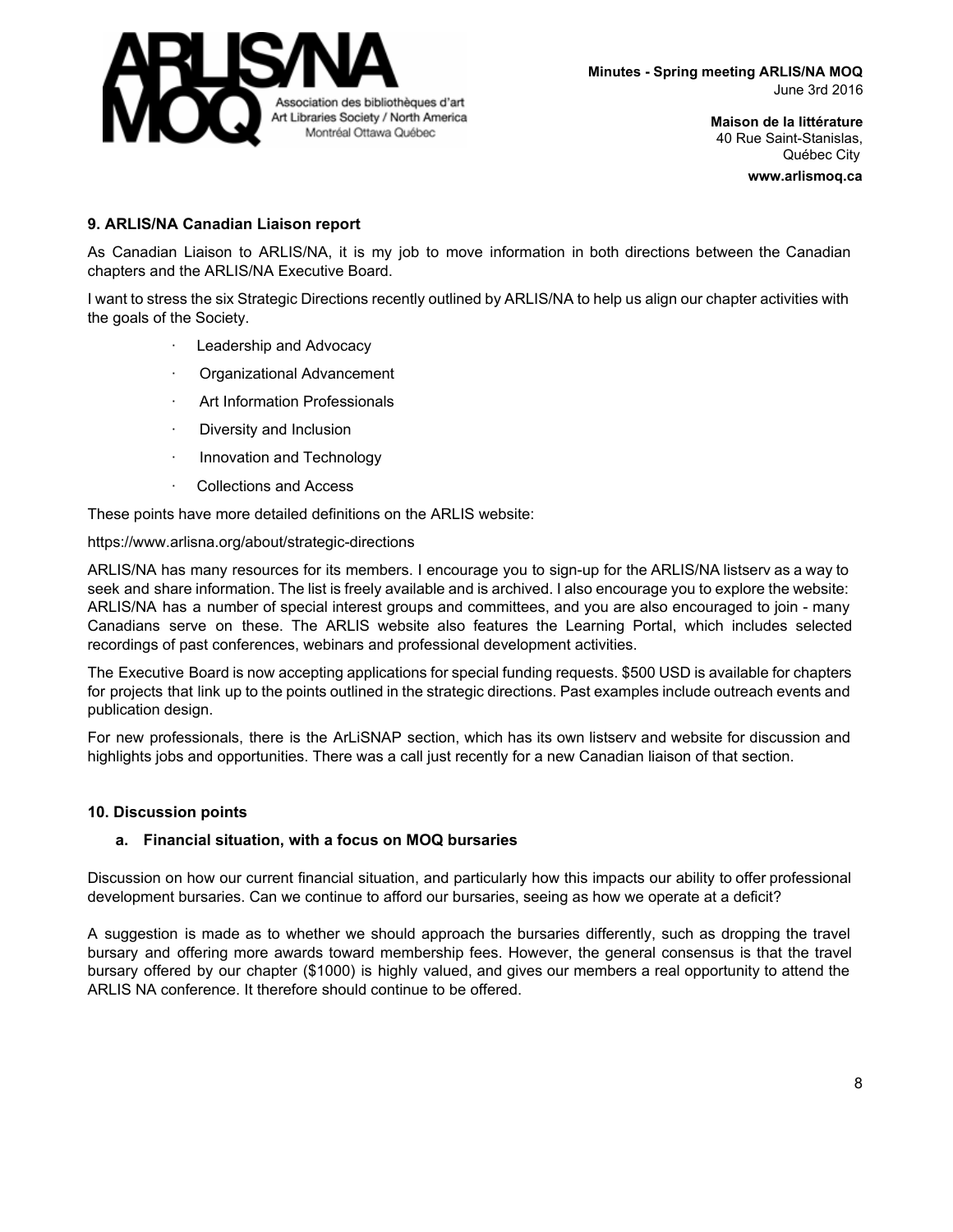## 9. ARLIS/NA Canadian Liaison report

As Canadian Liaison to ARLIS/NA, it is my job to move information in both directions between the Canadian chapters and the ARLIS/NA Executive Board.

I want to stress the six Strategic Directions recently outlined by ARLIS/NA to help us align our chapter activities with the goals of the Society.

- Leadership and Advocacy
- Organizational Advancement
- Art Information Professionals
- Diversity and Inclusion
- Innovation and Technology
- Collections and Access

These points have more detailed definitions on the ARLIS website:

https://www.arlisna.org/about/strategic-directions

ARLIS/NA has many resources for its members. I encourage you to sign-up for the ARLIS/NA listserv as a way to seek and share information. The list is freely available and is archived. I also encourage you to explore the website: ARLIS/NA has a number of special interest groups and committees, and you are also encouraged to join - many Canadians serve on these. The ARLIS website also features the Learning Portal, which includes selected recordings of past conferences, webinars and professional development activities.

The Executive Board is now accepting applications for special funding requests. $500 USD is available for chapters for projects that link up to the points outlined in the strategic directions. Past examples include outreach events and publication design.

For new professionals, there is the ArLiSNAP section, which has its own listserv and website for discussion and highlights jobs and opportunities. There was a call just recently for a new Canadian liaison of that section.

## 10. Discussion points

### a. Financial situation, with a focus on MOQ bursaries

Discussion on how our current financial situation, and particularly how this impacts our ability to offer professional development bursaries. Can we continue to afford our bursaries, seeing as how we operate at a deficit?

A suggestion is made as to whether we should approach the bursaries differently, such as dropping the travel bursary and offering more awards toward membership fees. However, the general consensus is that the travel bursary offered by our chapter ($1000) is highly valued, and gives our members a real opportunity to attend the ARLIS NA conference. It therefore should continue to be offered.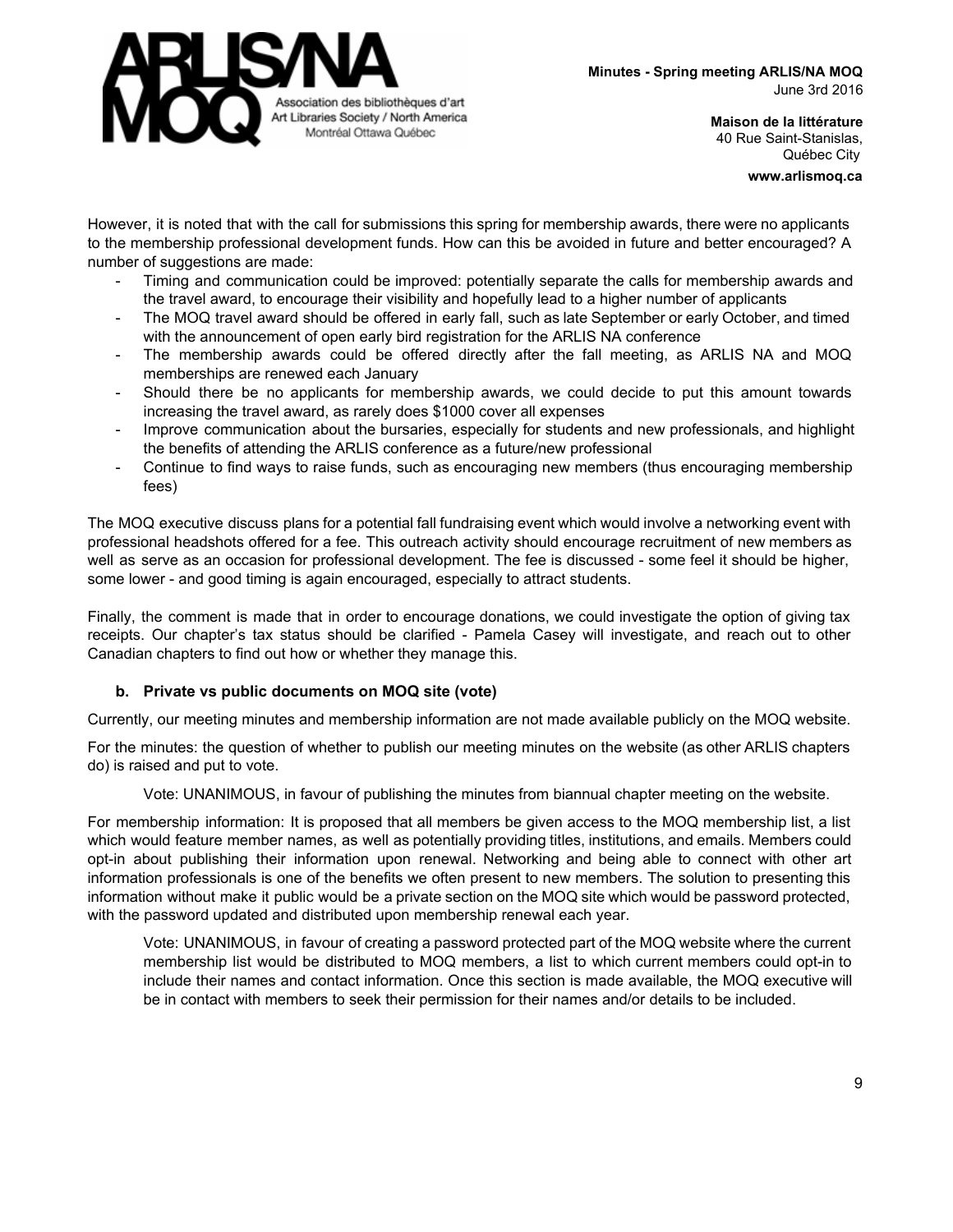However, it is noted that with the call for submissions this spring for membership awards, there were no applicants to the membership professional development funds. How can this be avoided in future and better encouraged? A number of suggestions are made:

- Timing and communication could be improved: potentially separate the calls for membership awards and the travel award, to encourage their visibility and hopefully lead to a higher number of applicants
- The MOQ travel award should be offered in early fall, such as late September or early October, and timed with the announcement of open early bird registration for the ARLIS NA conference
- The membership awards could be offered directly after the fall meeting, as ARLIS NA and MOQ memberships are renewed each January
- Should there be no applicants for membership awards, we could decide to put this amount towards increasing the travel award, as rarely does $1000 cover all expenses
- Improve communication about the bursaries, especially for students and new professionals, and highlight the benefits of attending the ARLIS conference as a future/new professional
- Continue to find ways to raise funds, such as encouraging new members (thus encouraging membership fees)

The MOQ executive discuss plans for a potential fall fundraising event which would involve a networking event with professional headshots offered for a fee. This outreach activity should encourage recruitment of new members as well as serve as an occasion for professional development. The fee is discussed - some feel it should be higher, some lower - and good timing is again encouraged, especially to attract students.

Finally, the comment is made that in order to encourage donations, we could investigate the option of giving tax receipts. Our chapter's tax status should be clarified - Pamela Casey will investigate, and reach out to other Canadian chapters to find out how or whether they manage this.

### b. Private vs public documents on MOQ site (vote)

Currently, our meeting minutes and membership information are not made available publicly on the MOQ website.

For the minutes: the question of whether to publish our meeting minutes on the website (as other ARLIS chapters do) is raised and put to vote.

> Vote: UNANIMOUS, in favour of publishing the minutes from biannual chapter meeting on the website.

For membership information: It is proposed that all members be given access to the MOQ membership list, a list which would feature member names, as well as potentially providing titles, institutions, and emails. Members could opt-in about publishing their information upon renewal. Networking and being able to connect with other art information professionals is one of the benefits we often present to new members. The solution to presenting this information without make it public would be a private section on the MOQ site which would be password protected, with the password updated and distributed upon membership renewal each year.

> Vote: UNANIMOUS, in favour of creating a password protected part of the MOQ website where the current membership list would be distributed to MOQ members, a list to which current members could opt-in to include their names and contact information. Once this section is made available, the MOQ executive will be in contact with members to seek their permission for their names and/or details to be included.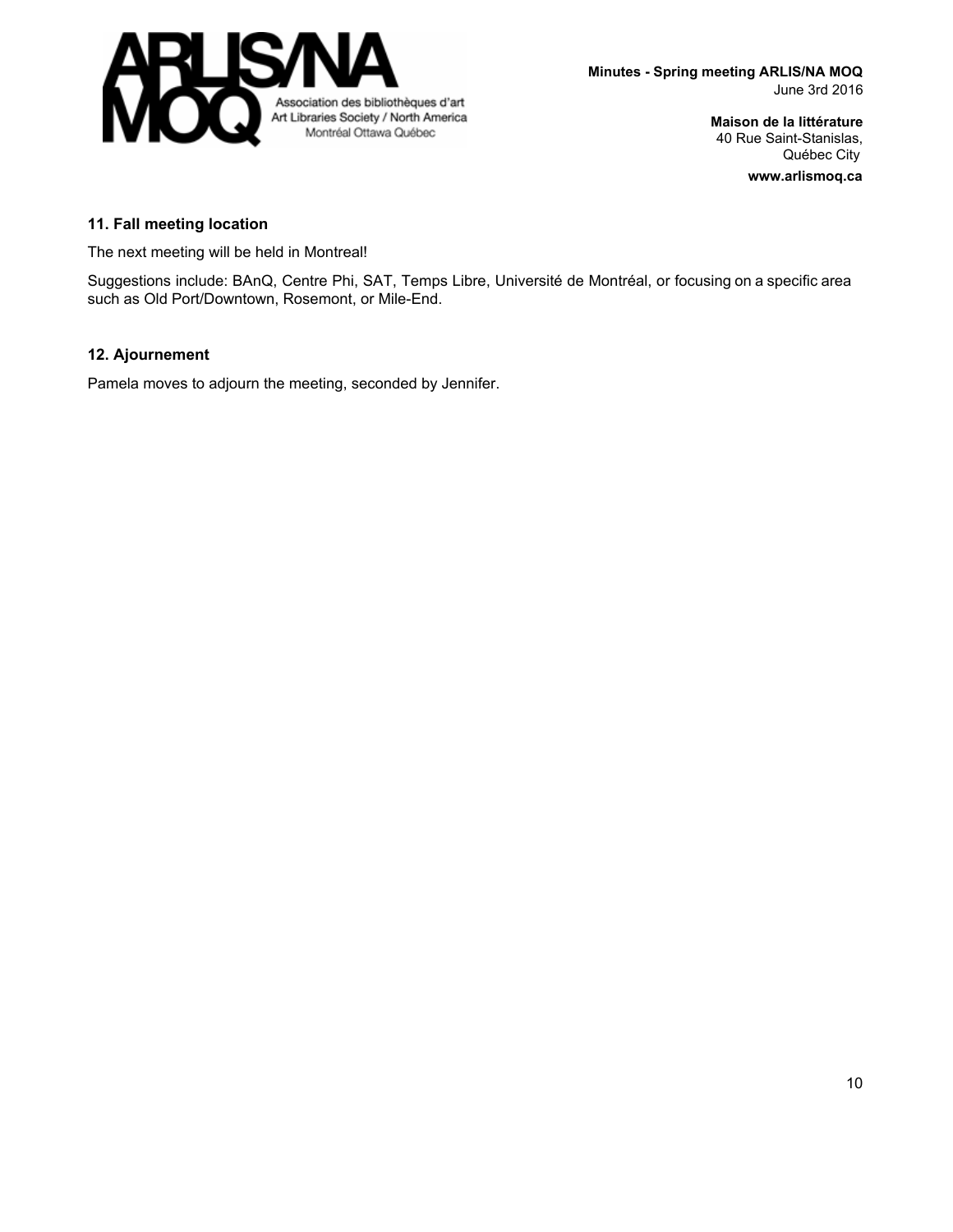## 11. Fall meeting location

The next meeting will be held in Montreal!

Suggestions include: BAnQ, Centre Phi, SAT, Temps Libre, Université de Montréal, or focusing on a specific area such as Old Port/Downtown, Rosemont, or Mile-End.

## 12. Ajournement

Pamela moves to adjourn the meeting, seconded by Jennifer.